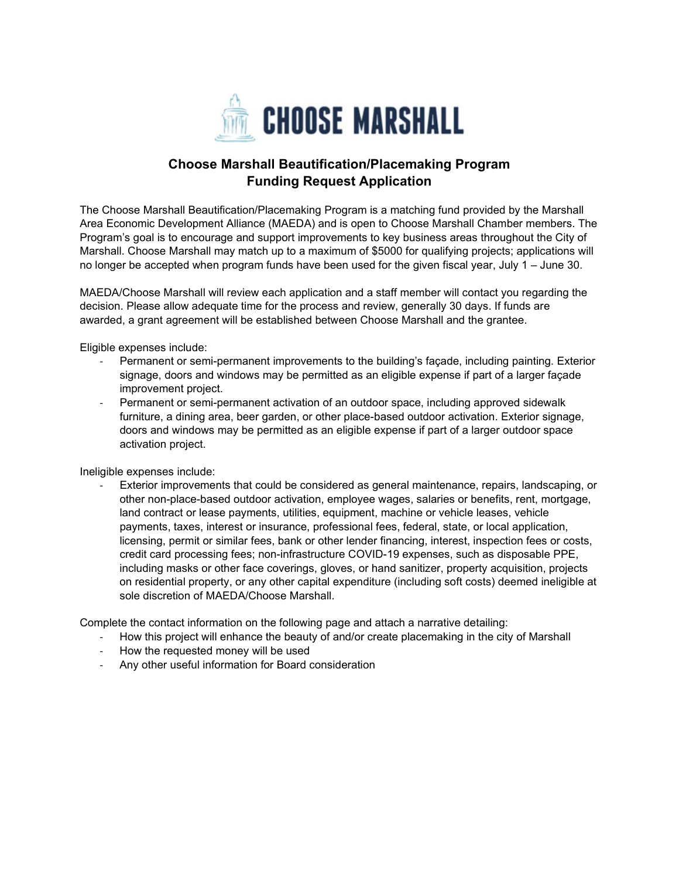**CHOOSE MARSHALL**

## Choose Marshall Beautification/Placemaking Program
## Funding Request Application

The Choose Marshall Beautification/Placemaking Program is a matching fund provided by the Marshall Area Economic Development Alliance (MAEDA) and is open to Choose Marshall Chamber members. The Program's goal is to encourage and support improvements to key business areas throughout the City of Marshall. Choose Marshall may match up to a maximum of $5000 for qualifying projects; applications will no longer be accepted when program funds have been used for the given fiscal year, July 1 – June 30.

MAEDA/Choose Marshall will review each application and a staff member will contact you regarding the decision. Please allow adequate time for the process and review, generally 30 days. If funds are awarded, a grant agreement will be established between Choose Marshall and the grantee.

Eligible expenses include:

- Permanent or semi-permanent improvements to the building's façade, including painting. Exterior signage, doors and windows may be permitted as an eligible expense if part of a larger façade improvement project.
- Permanent or semi-permanent activation of an outdoor space, including approved sidewalk furniture, a dining area, beer garden, or other place-based outdoor activation. Exterior signage, doors and windows may be permitted as an eligible expense if part of a larger outdoor space activation project.

Ineligible expenses include:

- Exterior improvements that could be considered as general maintenance, repairs, landscaping, or other non-place-based outdoor activation, employee wages, salaries or benefits, rent, mortgage, land contract or lease payments, utilities, equipment, machine or vehicle leases, vehicle payments, taxes, interest or insurance, professional fees, federal, state, or local application, licensing, permit or similar fees, bank or other lender financing, interest, inspection fees or costs, credit card processing fees; non-infrastructure COVID-19 expenses, such as disposable PPE, including masks or other face coverings, gloves, or hand sanitizer, property acquisition, projects on residential property, or any other capital expenditure (including soft costs) deemed ineligible at sole discretion of MAEDA/Choose Marshall.

Complete the contact information on the following page and attach a narrative detailing:

- How this project will enhance the beauty of and/or create placemaking in the city of Marshall
- How the requested money will be used
- Any other useful information for Board consideration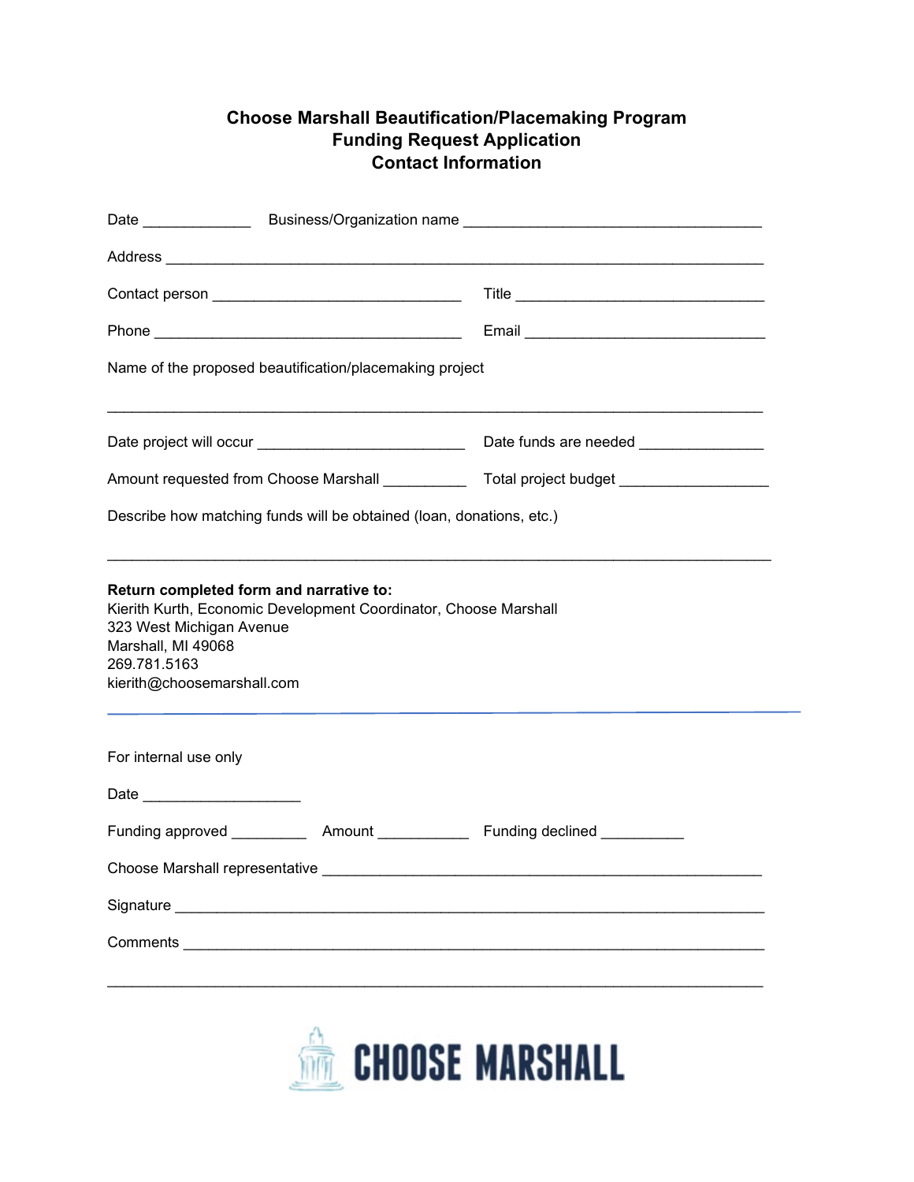# Choose Marshall Beautification/Placemaking Program
## Funding Request Application
## Contact Information

Date _____________ Business/Organization name ____________________________________

Address ________________________________________________________________________

Contact person ______________________________ Title ______________________________

Phone ____________________________________ Email _____________________________

Name of the proposed beautification/placemaking project

________________________________________________________________________________

Date project will occur _________________________ Date funds are needed _______________

Amount requested from Choose Marshall __________ Total project budget __________________

Describe how matching funds will be obtained (loan, donations, etc.)

________________________________________________________________________________

**Return completed form and narrative to:**
Kierith Kurth, Economic Development Coordinator, Choose Marshall
323 West Michigan Avenue
Marshall, MI 49068
269.781.5163
kierith@choosemarshall.com

---

For internal use only

Date ___________________

Funding approved _________ Amount ___________ Funding declined __________

Choose Marshall representative ___________________________________________________

Signature ______________________________________________________________________

Comments ______________________________________________________________________

________________________________________________________________________________

CHOOSE MARSHALL